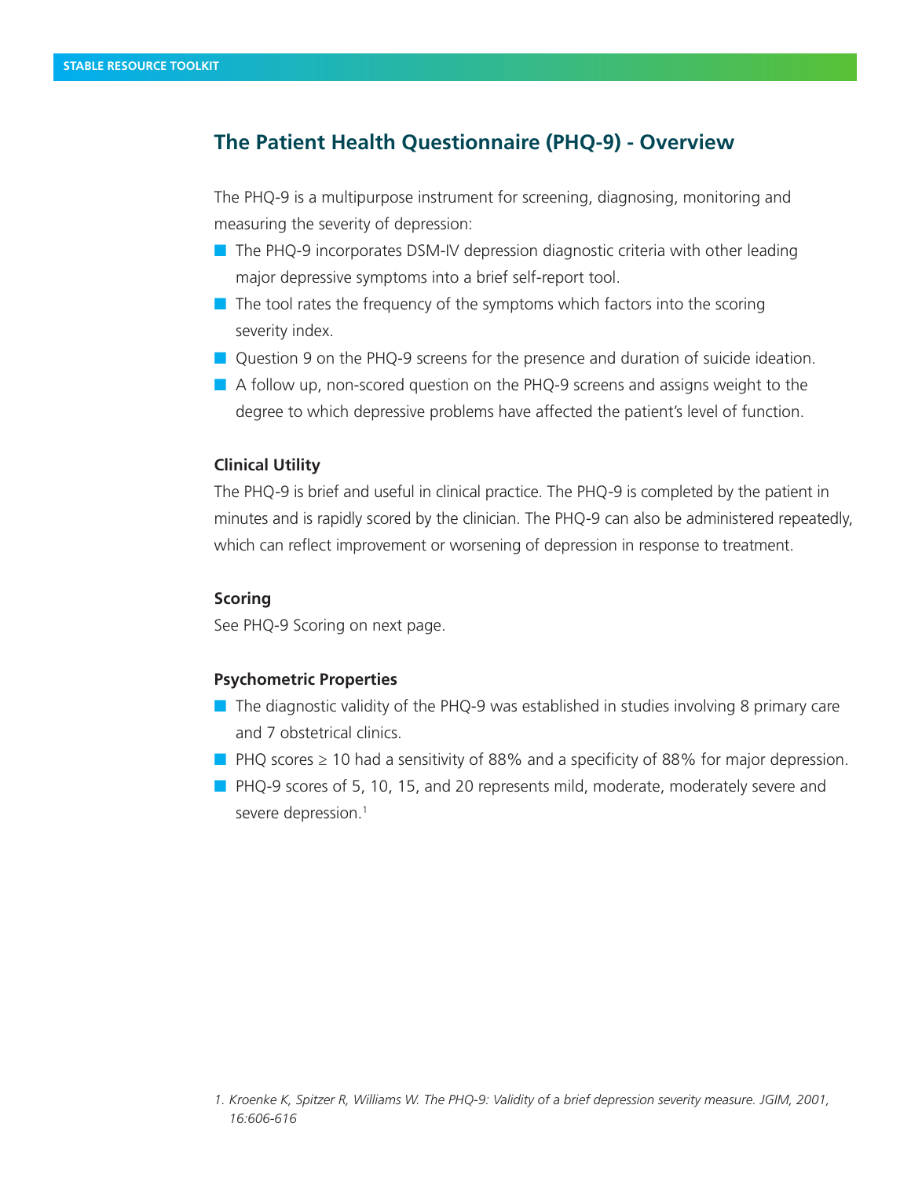# The Patient Health Questionnaire (PHQ-9) - Overview

The PHQ-9 is a multipurpose instrument for screening, diagnosing, monitoring and measuring the severity of depression:

- The PHQ-9 incorporates DSM-IV depression diagnostic criteria with other leading major depressive symptoms into a brief self-report tool.
- The tool rates the frequency of the symptoms which factors into the scoring severity index.
- Question 9 on the PHQ-9 screens for the presence and duration of suicide ideation.
- A follow up, non-scored question on the PHQ-9 screens and assigns weight to the degree to which depressive problems have affected the patient's level of function.

### Clinical Utility

The PHQ-9 is brief and useful in clinical practice. The PHQ-9 is completed by the patient in minutes and is rapidly scored by the clinician. The PHQ-9 can also be administered repeatedly, which can reflect improvement or worsening of depression in response to treatment.

### Scoring

See PHQ-9 Scoring on next page.

### Psychometric Properties

- The diagnostic validity of the PHQ-9 was established in studies involving 8 primary care and 7 obstetrical clinics.
- PHQ scores ≥ 10 had a sensitivity of 88% and a specificity of 88% for major depression.
- PHQ-9 scores of 5, 10, 15, and 20 represents mild, moderate, moderately severe and severe depression.[1]

*1. Kroenke K, Spitzer R, Williams W. The PHQ-9: Validity of a brief depression severity measure. JGIM, 2001, 16:606-616*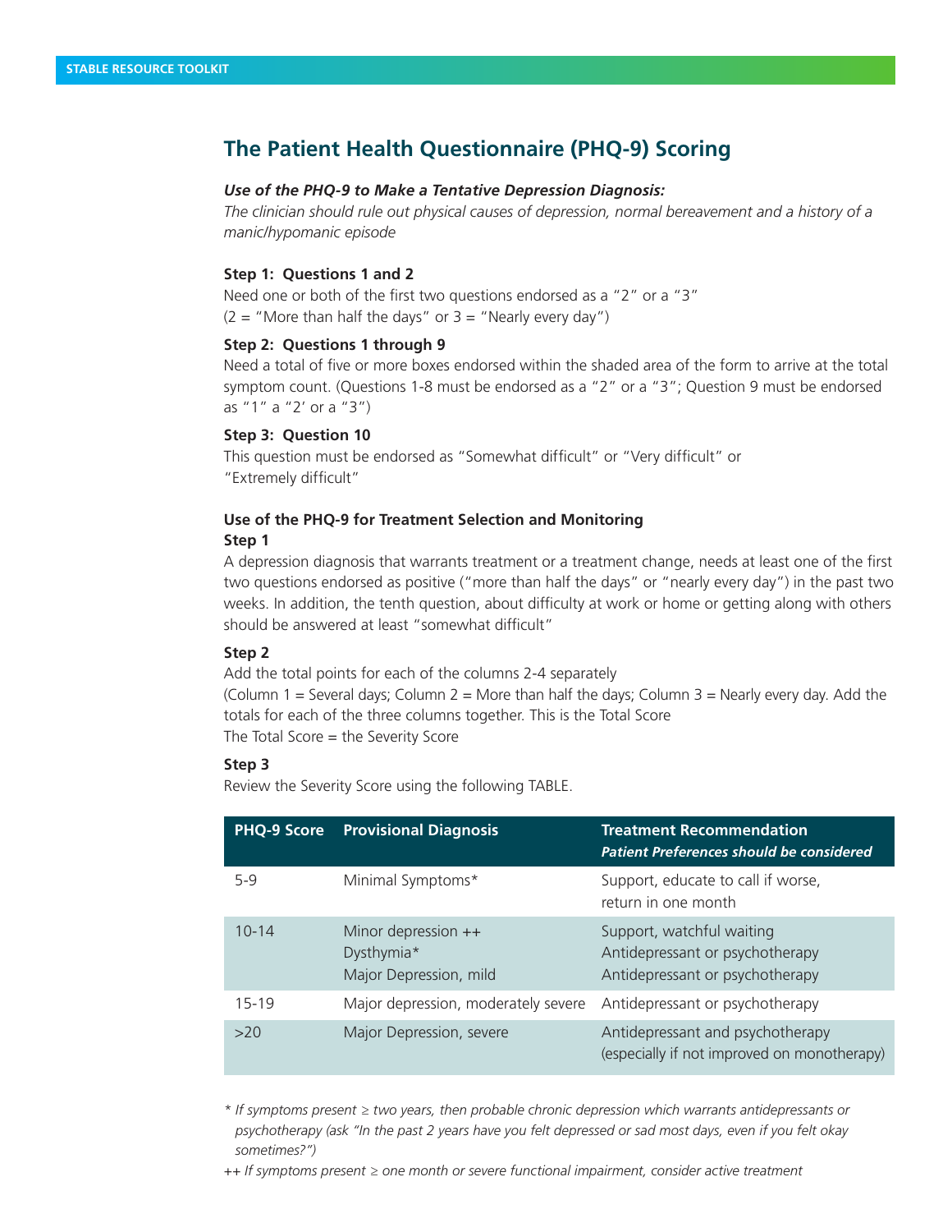# The Patient Health Questionnaire (PHQ-9) Scoring

***Use of the PHQ-9 to Make a Tentative Depression Diagnosis:***

*The clinician should rule out physical causes of depression, normal bereavement and a history of a manic/hypomanic episode*

**Step 1: Questions 1 and 2**

Need one or both of the first two questions endorsed as a "2" or a "3"
(2 = "More than half the days" or 3 = "Nearly every day")

**Step 2: Questions 1 through 9**

Need a total of five or more boxes endorsed within the shaded area of the form to arrive at the total symptom count. (Questions 1-8 must be endorsed as a "2" or a "3"; Question 9 must be endorsed as "1" a "2' or a "3")

**Step 3: Question 10**

This question must be endorsed as "Somewhat difficult" or "Very difficult" or "Extremely difficult"

**Use of the PHQ-9 for Treatment Selection and Monitoring**

**Step 1**

A depression diagnosis that warrants treatment or a treatment change, needs at least one of the first two questions endorsed as positive ("more than half the days" or "nearly every day") in the past two weeks. In addition, the tenth question, about difficulty at work or home or getting along with others should be answered at least "somewhat difficult"

**Step 2**

Add the total points for each of the columns 2-4 separately
(Column 1 = Several days; Column 2 = More than half the days; Column 3 = Nearly every day. Add the totals for each of the three columns together. This is the Total Score
The Total Score = the Severity Score

**Step 3**

Review the Severity Score using the following TABLE.

| PHQ-9 Score | Provisional Diagnosis | Treatment Recommendation *Patient Preferences should be considered* |
|---|---|---|
| 5-9 | Minimal Symptoms* | Support, educate to call if worse, return in one month |
| 10-14 | Minor depression ++<br>Dysthymia*<br>Major Depression, mild | Support, watchful waiting<br>Antidepressant or psychotherapy<br>Antidepressant or psychotherapy |
| 15-19 | Major depression, moderately severe | Antidepressant or psychotherapy |
| >20 | Major Depression, severe | Antidepressant and psychotherapy (especially if not improved on monotherapy) |

\* *If symptoms present ≥ two years, then probable chronic depression which warrants antidepressants or psychotherapy (ask "In the past 2 years have you felt depressed or sad most days, even if you felt okay sometimes?")*

++ *If symptoms present ≥ one month or severe functional impairment, consider active treatment*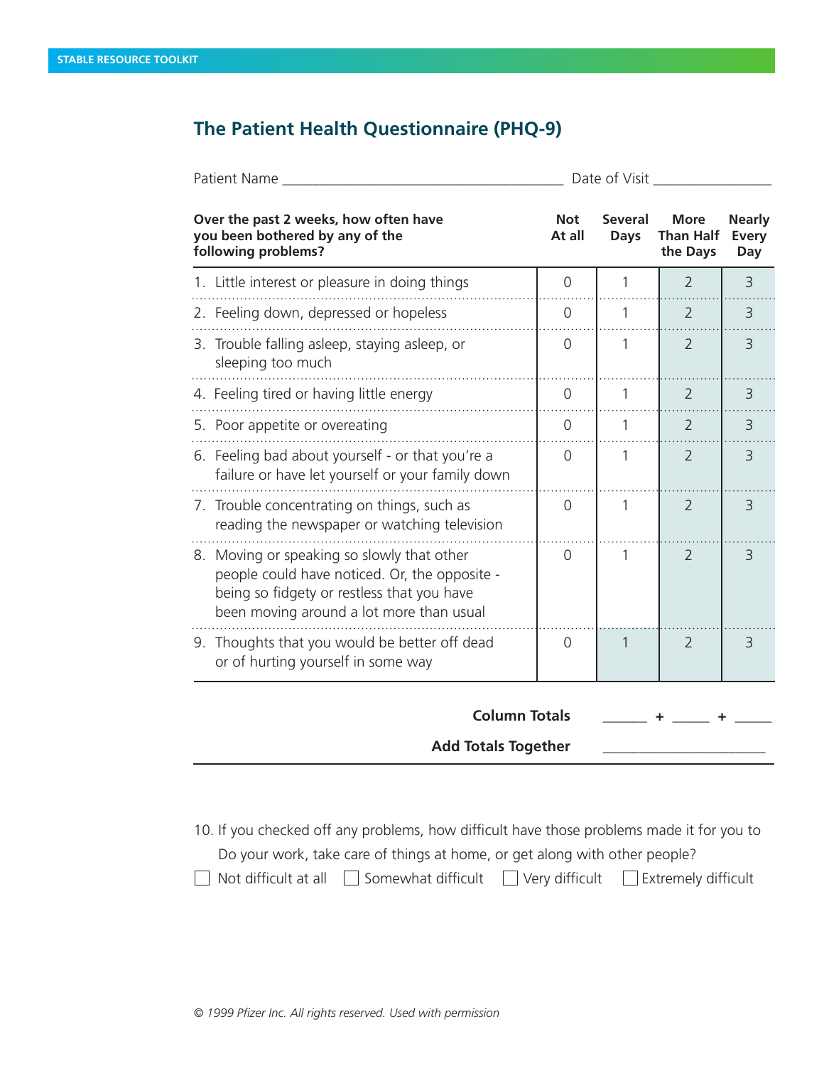## The Patient Health Questionnaire (PHQ-9)

Patient Name ______________________________________ Date of Visit ________________

| Over the past 2 weeks, how often have you been bothered by any of the following problems? | Not At all | Several Days | More Than Half the Days | Nearly Every Day |
|---|---|---|---|---|
| 1. Little interest or pleasure in doing things | 0 | 1 | 2 | 3 |
| 2. Feeling down, depressed or hopeless | 0 | 1 | 2 | 3 |
| 3. Trouble falling asleep, staying asleep, or sleeping too much | 0 | 1 | 2 | 3 |
| 4. Feeling tired or having little energy | 0 | 1 | 2 | 3 |
| 5. Poor appetite or overeating | 0 | 1 | 2 | 3 |
| 6. Feeling bad about yourself - or that you're a failure or have let yourself or your family down | 0 | 1 | 2 | 3 |
| 7. Trouble concentrating on things, such as reading the newspaper or watching television | 0 | 1 | 2 | 3 |
| 8. Moving or speaking so slowly that other people could have noticed. Or, the opposite - being so fidgety or restless that you have been moving around a lot more than usual | 0 | 1 | 2 | 3 |
| 9. Thoughts that you would be better off dead or of hurting yourself in some way | 0 | 1 | 2 | 3 |

**Column Totals** ______ + _____ + _____

**Add Totals Together** ______________________

10. If you checked off any problems, how difficult have those problems made it for you to Do your work, take care of things at home, or get along with other people?

☐ Not difficult at all ☐ Somewhat difficult ☐ Very difficult ☐ Extremely difficult

*© 1999 Pfizer Inc. All rights reserved. Used with permission*